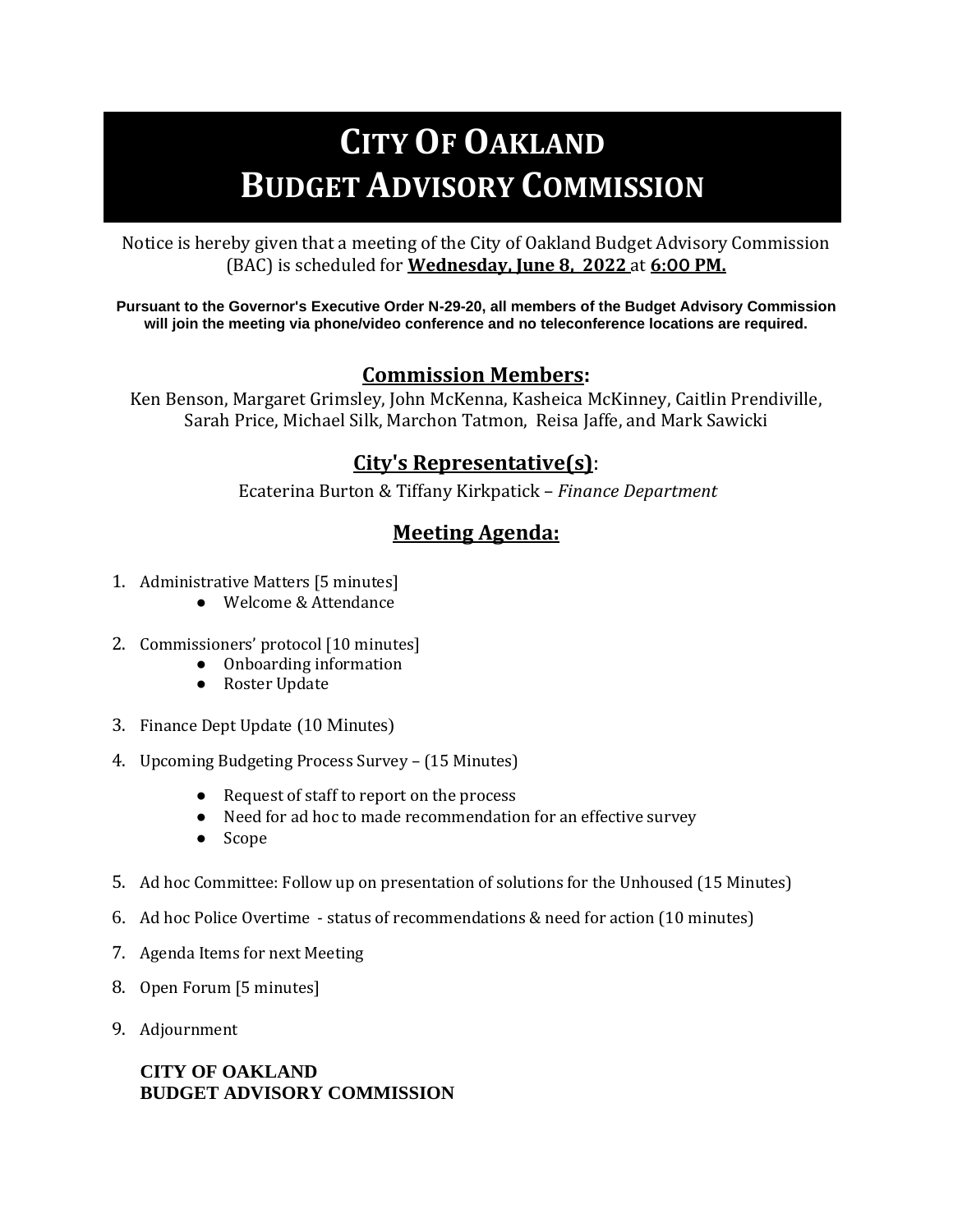# CITY OF OAKLAND
# BUDGET ADVISORY COMMISSION

Notice is hereby given that a meeting of the City of Oakland Budget Advisory Commission (BAC) is scheduled for **Wednesday, June 8, 2022** at **6:00 PM.**

**Pursuant to the Governor's Executive Order N-29-20, all members of the Budget Advisory Commission will join the meeting via phone/video conference and no teleconference locations are required.**

## Commission Members:

Ken Benson, Margaret Grimsley, John McKenna, Kasheica McKinney, Caitlin Prendiville, Sarah Price, Michael Silk, Marchon Tatmon, Reisa Jaffe, and Mark Sawicki

## City's Representative(s):

Ecaterina Burton & Tiffany Kirkpatick – *Finance Department*

## Meeting Agenda:

1. Administrative Matters [5 minutes]
   - Welcome & Attendance
2. Commissioners' protocol [10 minutes]
   - Onboarding information
   - Roster Update
3. Finance Dept Update (10 Minutes)
4. Upcoming Budgeting Process Survey – (15 Minutes)
   - Request of staff to report on the process
   - Need for ad hoc to made recommendation for an effective survey
   - Scope
5. Ad hoc Committee: Follow up on presentation of solutions for the Unhoused (15 Minutes)
6. Ad hoc Police Overtime - status of recommendations & need for action (10 minutes)
7. Agenda Items for next Meeting
8. Open Forum [5 minutes]
9. Adjournment

**CITY OF OAKLAND**
**BUDGET ADVISORY COMMISSION**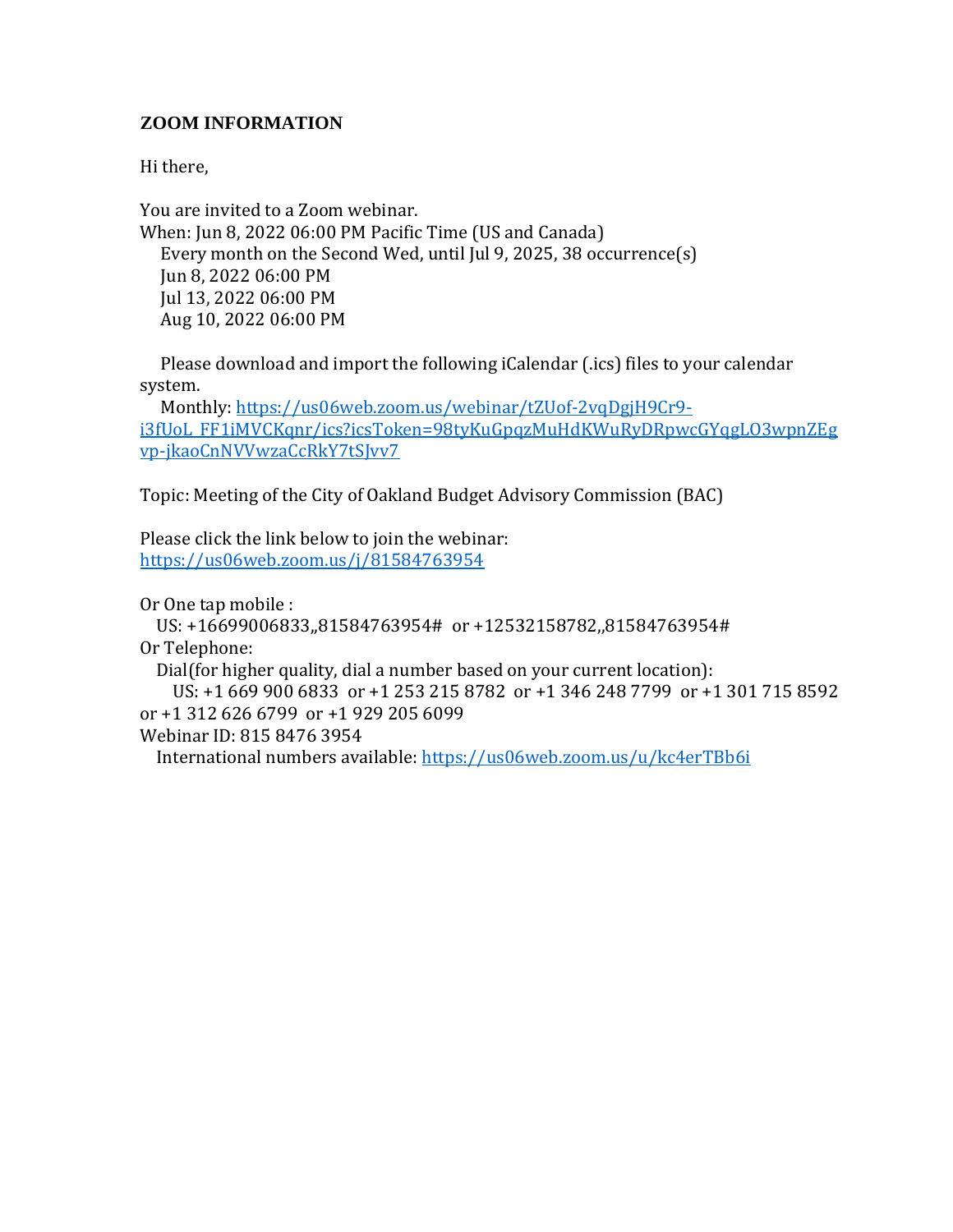**ZOOM INFORMATION**

Hi there,

You are invited to a Zoom webinar.
When: Jun 8, 2022 06:00 PM Pacific Time (US and Canada)
Every month on the Second Wed, until Jul 9, 2025, 38 occurrence(s)
Jun 8, 2022 06:00 PM
Jul 13, 2022 06:00 PM
Aug 10, 2022 06:00 PM

Please download and import the following iCalendar (.ics) files to your calendar system.
Monthly: https://us06web.zoom.us/webinar/tZUof-2vqDgjH9Cr9-i3fUoL_FF1iMVCKqnr/ics?icsToken=98tyKuGpqzMuHdKWuRyDRpwcGYqgLO3wpnZEgvp-jkaoCnNVVwzaCcRkY7tSJvv7

Topic: Meeting of the City of Oakland Budget Advisory Commission (BAC)

Please click the link below to join the webinar:
https://us06web.zoom.us/j/81584763954

Or One tap mobile :
US: +16699006833,,81584763954# or +12532158782,,81584763954#
Or Telephone:
Dial(for higher quality, dial a number based on your current location):
US: +1 669 900 6833 or +1 253 215 8782 or +1 346 248 7799 or +1 301 715 8592 or +1 312 626 6799 or +1 929 205 6099
Webinar ID: 815 8476 3954
International numbers available: https://us06web.zoom.us/u/kc4erTBb6i